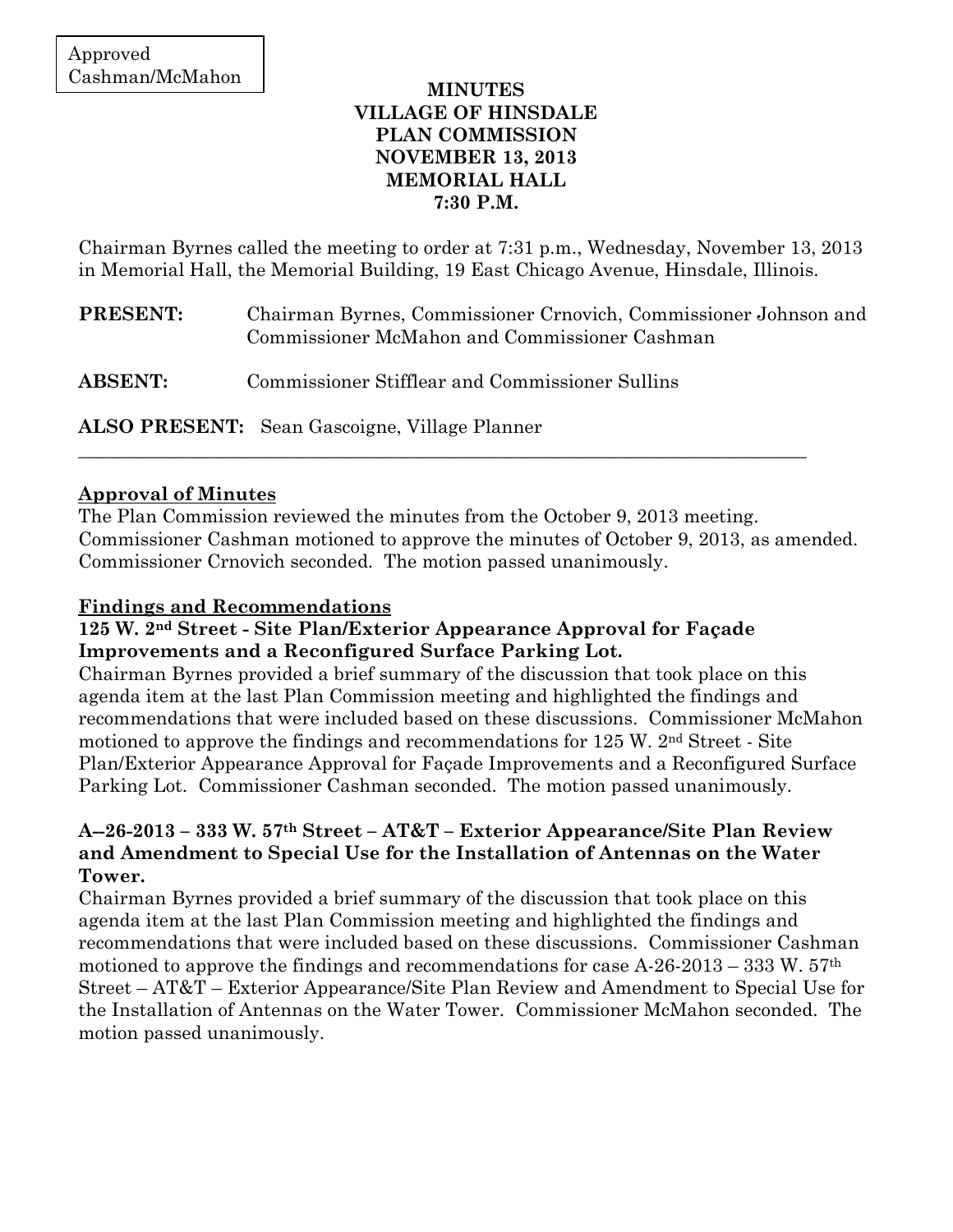Approved
Cashman/McMahon

**MINUTES**
**VILLAGE OF HINSDALE**
**PLAN COMMISSION**
**NOVEMBER 13, 2013**
**MEMORIAL HALL**
**7:30 P.M.**

Chairman Byrnes called the meeting to order at 7:31 p.m., Wednesday, November 13, 2013 in Memorial Hall, the Memorial Building, 19 East Chicago Avenue, Hinsdale, Illinois.

**PRESENT:** Chairman Byrnes, Commissioner Crnovich, Commissioner Johnson and Commissioner McMahon and Commissioner Cashman

**ABSENT:** Commissioner Stifflear and Commissioner Sullins

**ALSO PRESENT:** Sean Gascoigne, Village Planner

---

**Approval of Minutes**

The Plan Commission reviewed the minutes from the October 9, 2013 meeting. Commissioner Cashman motioned to approve the minutes of October 9, 2013, as amended. Commissioner Crnovich seconded. The motion passed unanimously.

**Findings and Recommendations**

**125 W. 2nd Street - Site Plan/Exterior Appearance Approval for Façade Improvements and a Reconfigured Surface Parking Lot.**

Chairman Byrnes provided a brief summary of the discussion that took place on this agenda item at the last Plan Commission meeting and highlighted the findings and recommendations that were included based on these discussions. Commissioner McMahon motioned to approve the findings and recommendations for 125 W. 2nd Street - Site Plan/Exterior Appearance Approval for Façade Improvements and a Reconfigured Surface Parking Lot. Commissioner Cashman seconded. The motion passed unanimously.

**A--26-2013 – 333 W. 57th Street – AT&T – Exterior Appearance/Site Plan Review and Amendment to Special Use for the Installation of Antennas on the Water Tower.**

Chairman Byrnes provided a brief summary of the discussion that took place on this agenda item at the last Plan Commission meeting and highlighted the findings and recommendations that were included based on these discussions. Commissioner Cashman motioned to approve the findings and recommendations for case A-26-2013 – 333 W. 57th Street – AT&T – Exterior Appearance/Site Plan Review and Amendment to Special Use for the Installation of Antennas on the Water Tower. Commissioner McMahon seconded. The motion passed unanimously.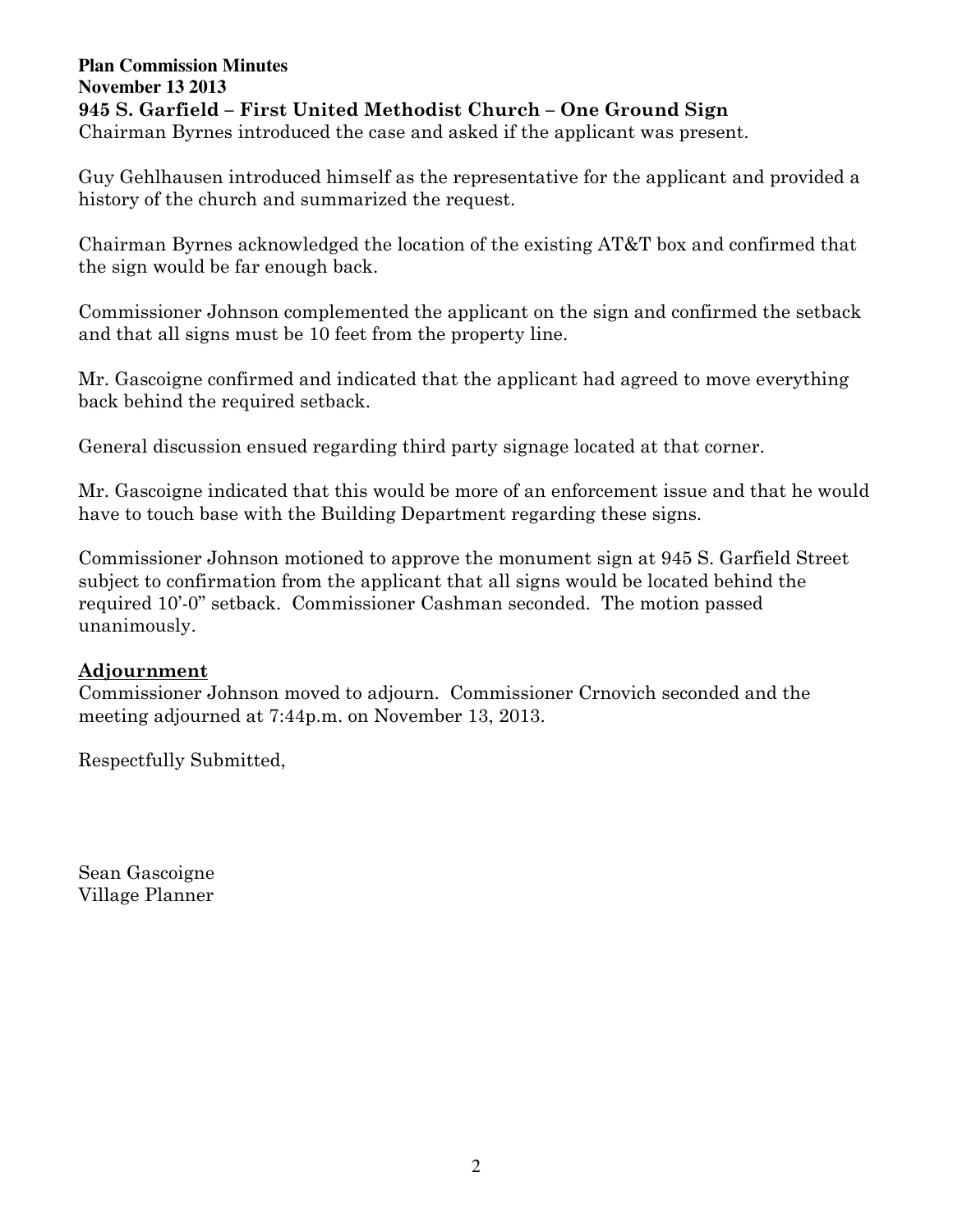**Plan Commission Minutes**
**November 13 2013**
**945 S. Garfield – First United Methodist Church – One Ground Sign**
Chairman Byrnes introduced the case and asked if the applicant was present.

Guy Gehlhausen introduced himself as the representative for the applicant and provided a history of the church and summarized the request.

Chairman Byrnes acknowledged the location of the existing AT&T box and confirmed that the sign would be far enough back.

Commissioner Johnson complemented the applicant on the sign and confirmed the setback and that all signs must be 10 feet from the property line.

Mr. Gascoigne confirmed and indicated that the applicant had agreed to move everything back behind the required setback.

General discussion ensued regarding third party signage located at that corner.

Mr. Gascoigne indicated that this would be more of an enforcement issue and that he would have to touch base with the Building Department regarding these signs.

Commissioner Johnson motioned to approve the monument sign at 945 S. Garfield Street subject to confirmation from the applicant that all signs would be located behind the required 10'-0" setback. Commissioner Cashman seconded. The motion passed unanimously.

## Adjournment

Commissioner Johnson moved to adjourn. Commissioner Crnovich seconded and the meeting adjourned at 7:44p.m. on November 13, 2013.

Respectfully Submitted,

Sean Gascoigne
Village Planner